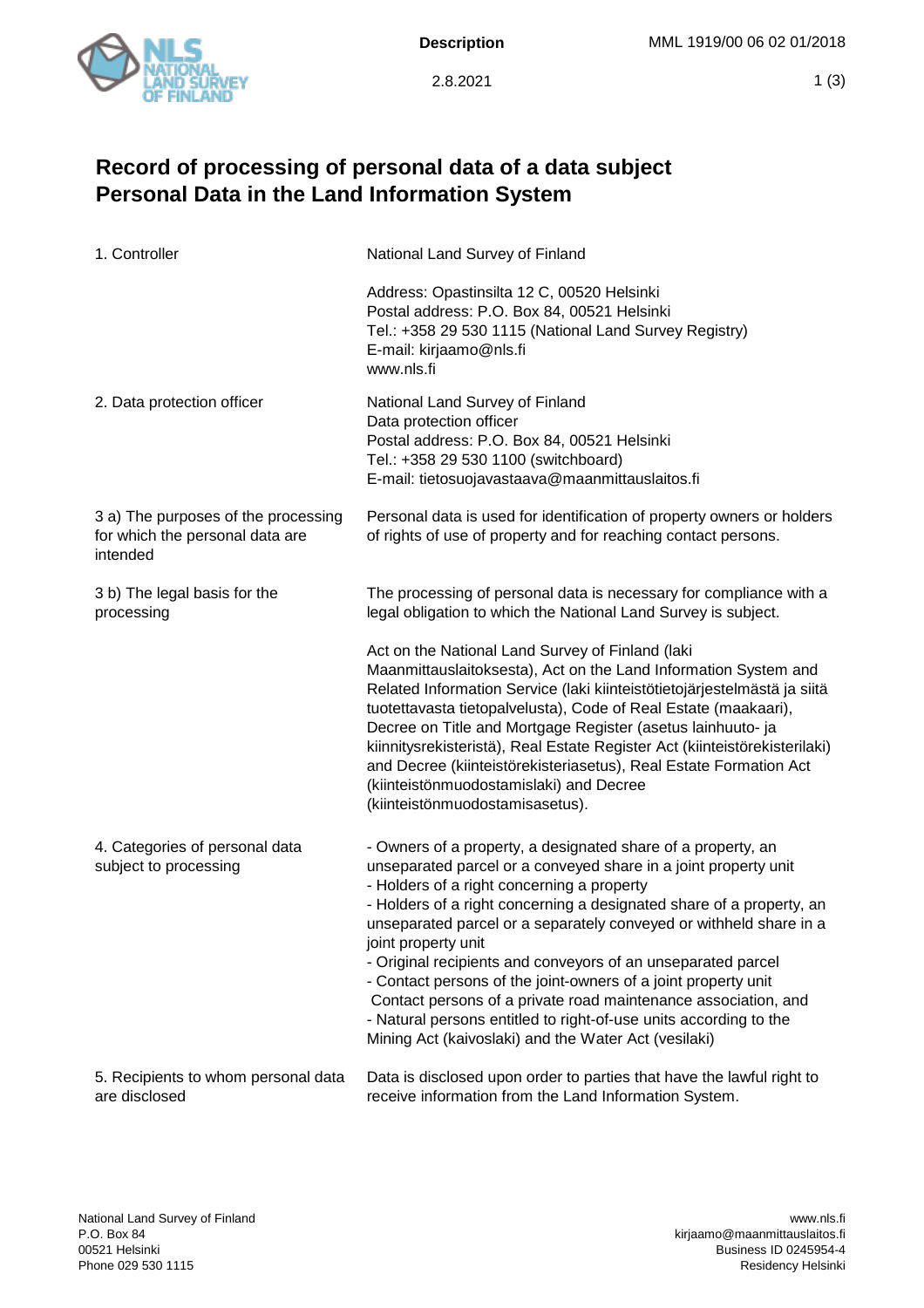# Record of processing of personal data of a data subject
# Personal Data in the Land Information System

| | |
|---|---|
| 1. Controller | National Land Survey of Finland<br><br>Address: Opastinsilta 12 C, 00520 Helsinki<br>Postal address: P.O. Box 84, 00521 Helsinki<br>Tel.: +358 29 530 1115 (National Land Survey Registry)<br>E-mail: kirjaamo@nls.fi<br>www.nls.fi |
| 2. Data protection officer | National Land Survey of Finland<br>Data protection officer<br>Postal address: P.O. Box 84, 00521 Helsinki<br>Tel.: +358 29 530 1100 (switchboard)<br>E-mail: tietosuojavastaava@maanmittauslaitos.fi |
| 3 a) The purposes of the processing for which the personal data are intended | Personal data is used for identification of property owners or holders of rights of use of property and for reaching contact persons. |
| 3 b) The legal basis for the processing | The processing of personal data is necessary for compliance with a legal obligation to which the National Land Survey is subject.<br><br>Act on the National Land Survey of Finland (laki Maanmittauslaitoksesta), Act on the Land Information System and Related Information Service (laki kiinteistötietojärjestelmästä ja siitä tuotettavasta tietopalvelusta), Code of Real Estate (maakaari), Decree on Title and Mortgage Register (asetus lainhuuto- ja kiinnitysrekisteristä), Real Estate Register Act (kiinteistörekisterilaki) and Decree (kiinteistörekisteriasetus), Real Estate Formation Act (kiinteistönmuodostamislaki) and Decree (kiinteistönmuodostamisasetus). |
| 4. Categories of personal data subject to processing | - Owners of a property, a designated share of a property, an unseparated parcel or a conveyed share in a joint property unit<br>- Holders of a right concerning a property<br>- Holders of a right concerning a designated share of a property, an unseparated parcel or a separately conveyed or withheld share in a joint property unit<br>- Original recipients and conveyors of an unseparated parcel<br>- Contact persons of the joint-owners of a joint property unit<br>Contact persons of a private road maintenance association, and<br>- Natural persons entitled to right-of-use units according to the Mining Act (kaivoslaki) and the Water Act (vesilaki) |
| 5. Recipients to whom personal data are disclosed | Data is disclosed upon order to parties that have the lawful right to receive information from the Land Information System. |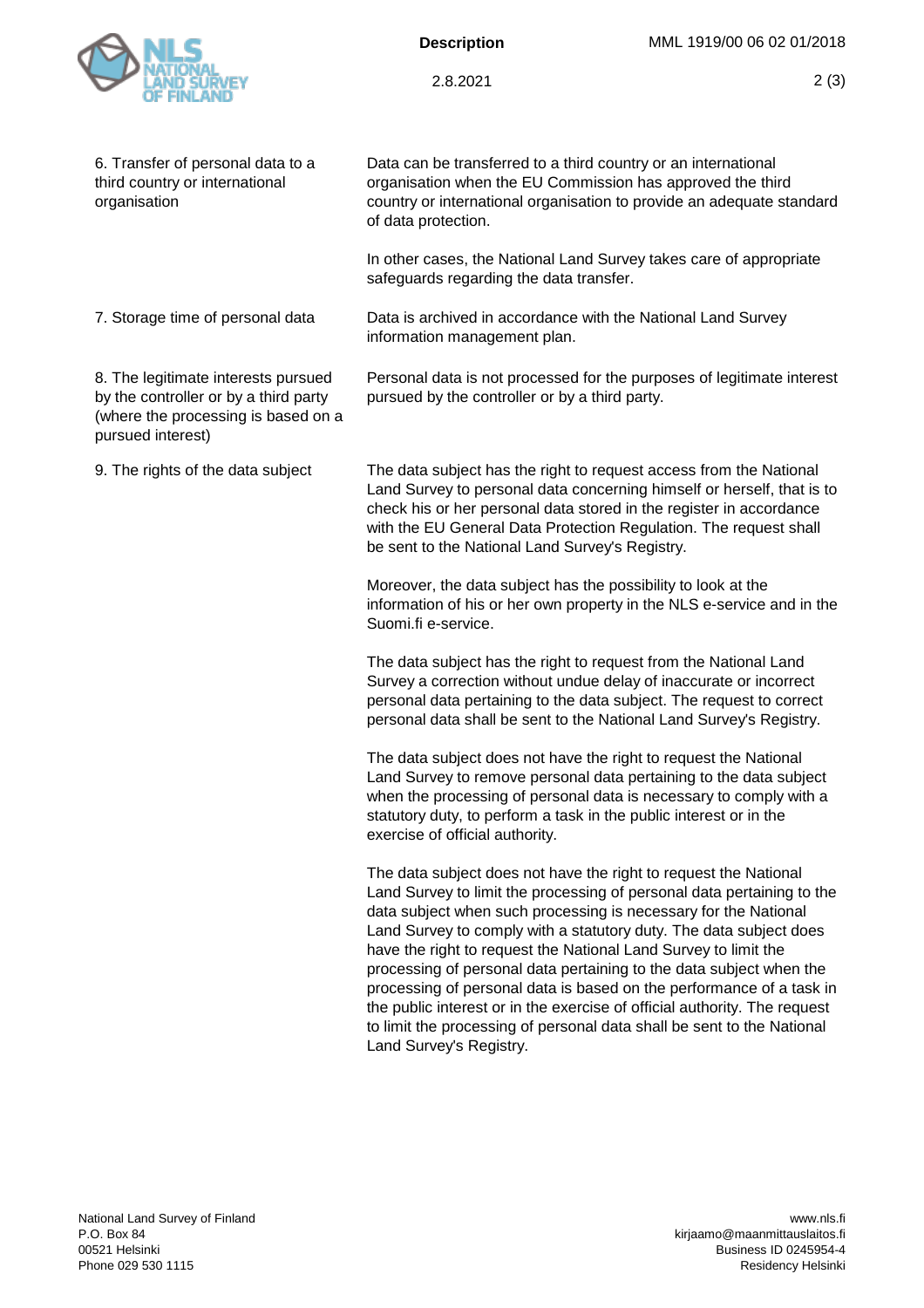| | |
|---|---|
| 6. Transfer of personal data to a third country or international organisation | Data can be transferred to a third country or an international organisation when the EU Commission has approved the third country or international organisation to provide an adequate standard of data protection.<br><br>In other cases, the National Land Survey takes care of appropriate safeguards regarding the data transfer. |
| 7. Storage time of personal data | Data is archived in accordance with the National Land Survey information management plan. |
| 8. The legitimate interests pursued by the controller or by a third party (where the processing is based on a pursued interest) | Personal data is not processed for the purposes of legitimate interest pursued by the controller or by a third party. |
| 9. The rights of the data subject | The data subject has the right to request access from the National Land Survey to personal data concerning himself or herself, that is to check his or her personal data stored in the register in accordance with the EU General Data Protection Regulation. The request shall be sent to the National Land Survey's Registry.<br><br>Moreover, the data subject has the possibility to look at the information of his or her own property in the NLS e-service and in the Suomi.fi e-service.<br><br>The data subject has the right to request from the National Land Survey a correction without undue delay of inaccurate or incorrect personal data pertaining to the data subject. The request to correct personal data shall be sent to the National Land Survey's Registry.<br><br>The data subject does not have the right to request the National Land Survey to remove personal data pertaining to the data subject when the processing of personal data is necessary to comply with a statutory duty, to perform a task in the public interest or in the exercise of official authority.<br><br>The data subject does not have the right to request the National Land Survey to limit the processing of personal data pertaining to the data subject when such processing is necessary for the National Land Survey to comply with a statutory duty. The data subject does have the right to request the National Land Survey to limit the processing of personal data pertaining to the data subject when the processing of personal data is based on the performance of a task in the public interest or in the exercise of official authority. The request to limit the processing of personal data shall be sent to the National Land Survey's Registry. |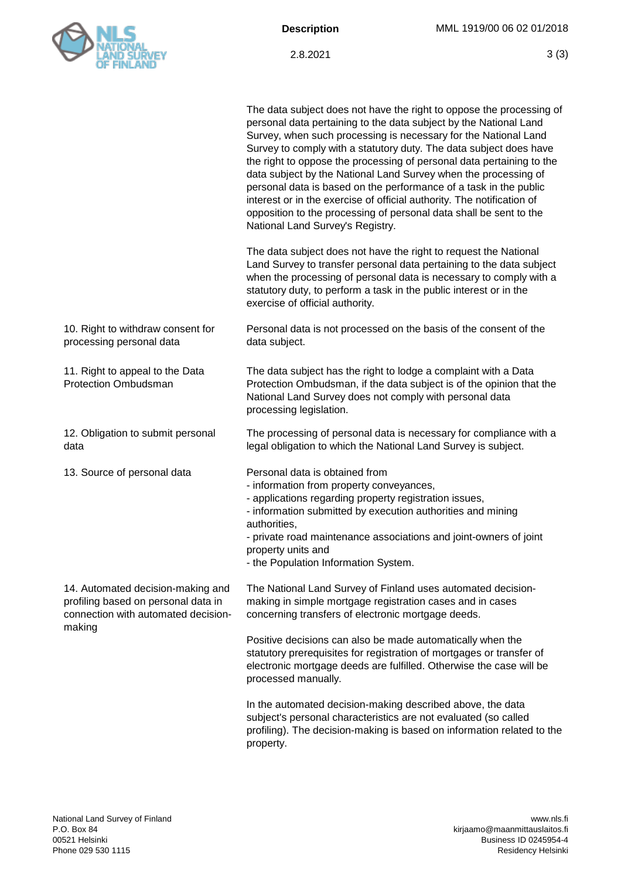The data subject does not have the right to oppose the processing of personal data pertaining to the data subject by the National Land Survey, when such processing is necessary for the National Land Survey to comply with a statutory duty. The data subject does have the right to oppose the processing of personal data pertaining to the data subject by the National Land Survey when the processing of personal data is based on the performance of a task in the public interest or in the exercise of official authority. The notification of opposition to the processing of personal data shall be sent to the National Land Survey's Registry.

The data subject does not have the right to request the National Land Survey to transfer personal data pertaining to the data subject when the processing of personal data is necessary to comply with a statutory duty, to perform a task in the public interest or in the exercise of official authority.

**10. Right to withdraw consent for processing personal data**

Personal data is not processed on the basis of the consent of the data subject.

**11. Right to appeal to the Data Protection Ombudsman**

The data subject has the right to lodge a complaint with a Data Protection Ombudsman, if the data subject is of the opinion that the National Land Survey does not comply with personal data processing legislation.

**12. Obligation to submit personal data**

The processing of personal data is necessary for compliance with a legal obligation to which the National Land Survey is subject.

**13. Source of personal data**

Personal data is obtained from
- information from property conveyances,
- applications regarding property registration issues,
- information submitted by execution authorities and mining authorities,
- private road maintenance associations and joint-owners of joint property units and
- the Population Information System.

**14. Automated decision-making and profiling based on personal data in connection with automated decision-making**

The National Land Survey of Finland uses automated decision-making in simple mortgage registration cases and in cases concerning transfers of electronic mortgage deeds.

Positive decisions can also be made automatically when the statutory prerequisites for registration of mortgages or transfer of electronic mortgage deeds are fulfilled. Otherwise the case will be processed manually.

In the automated decision-making described above, the data subject's personal characteristics are not evaluated (so called profiling). The decision-making is based on information related to the property.